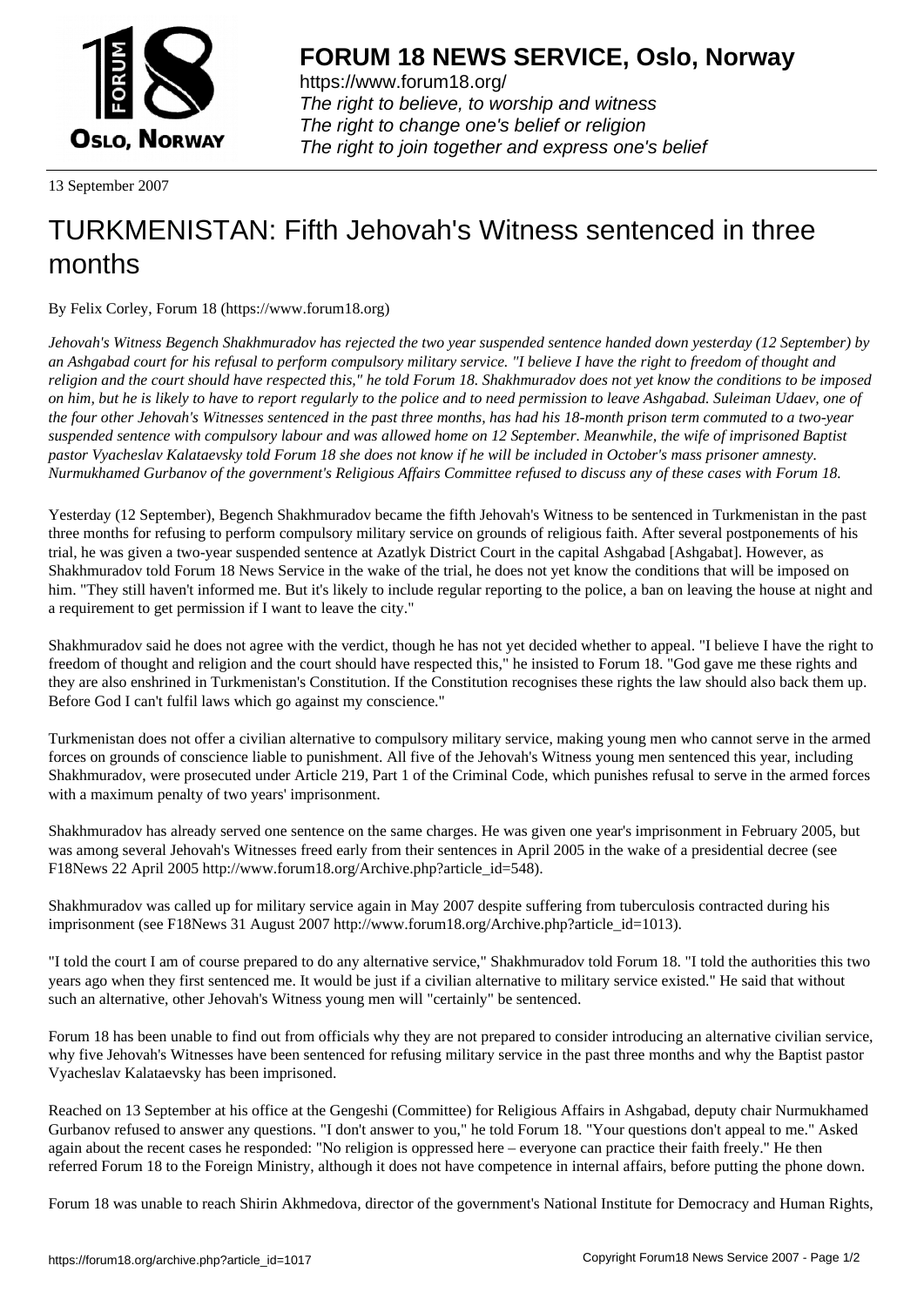# FORUM 18 NEWS SERVICE, Oslo, Norway

https://www.forum18.org/
*The right to believe, to worship and witness*
*The right to change one's belief or religion*
*The right to join together and express one's belief*

13 September 2007

# TURKMENISTAN: Fifth Jehovah's Witness sentenced in three months

By Felix Corley, Forum 18 (https://www.forum18.org)

*Jehovah's Witness Begench Shakhmuradov has rejected the two year suspended sentence handed down yesterday (12 September) by an Ashgabad court for his refusal to perform compulsory military service. "I believe I have the right to freedom of thought and religion and the court should have respected this," he told Forum 18. Shakhmuradov does not yet know the conditions to be imposed on him, but he is likely to have to report regularly to the police and to need permission to leave Ashgabad. Suleiman Udaev, one of the four other Jehovah's Witnesses sentenced in the past three months, has had his 18-month prison term commuted to a two-year suspended sentence with compulsory labour and was allowed home on 12 September. Meanwhile, the wife of imprisoned Baptist pastor Vyacheslav Kalataevsky told Forum 18 she does not know if he will be included in October's mass prisoner amnesty. Nurmukhamed Gurbanov of the government's Religious Affairs Committee refused to discuss any of these cases with Forum 18.*

Yesterday (12 September), Begench Shakhmuradov became the fifth Jehovah's Witness to be sentenced in Turkmenistan in the past three months for refusing to perform compulsory military service on grounds of religious faith. After several postponements of his trial, he was given a two-year suspended sentence at Azatlyk District Court in the capital Ashgabad [Ashgabat]. However, as Shakhmuradov told Forum 18 News Service in the wake of the trial, he does not yet know the conditions that will be imposed on him. "They still haven't informed me. But it's likely to include regular reporting to the police, a ban on leaving the house at night and a requirement to get permission if I want to leave the city."

Shakhmuradov said he does not agree with the verdict, though he has not yet decided whether to appeal. "I believe I have the right to freedom of thought and religion and the court should have respected this," he insisted to Forum 18. "God gave me these rights and they are also enshrined in Turkmenistan's Constitution. If the Constitution recognises these rights the law should also back them up. Before God I can't fulfil laws which go against my conscience."

Turkmenistan does not offer a civilian alternative to compulsory military service, making young men who cannot serve in the armed forces on grounds of conscience liable to punishment. All five of the Jehovah's Witness young men sentenced this year, including Shakhmuradov, were prosecuted under Article 219, Part 1 of the Criminal Code, which punishes refusal to serve in the armed forces with a maximum penalty of two years' imprisonment.

Shakhmuradov has already served one sentence on the same charges. He was given one year's imprisonment in February 2005, but was among several Jehovah's Witnesses freed early from their sentences in April 2005 in the wake of a presidential decree (see F18News 22 April 2005 http://www.forum18.org/Archive.php?article_id=548).

Shakhmuradov was called up for military service again in May 2007 despite suffering from tuberculosis contracted during his imprisonment (see F18News 31 August 2007 http://www.forum18.org/Archive.php?article_id=1013).

"I told the court I am of course prepared to do any alternative service," Shakhmuradov told Forum 18. "I told the authorities this two years ago when they first sentenced me. It would be just if a civilian alternative to military service existed." He said that without such an alternative, other Jehovah's Witness young men will "certainly" be sentenced.

Forum 18 has been unable to find out from officials why they are not prepared to consider introducing an alternative civilian service, why five Jehovah's Witnesses have been sentenced for refusing military service in the past three months and why the Baptist pastor Vyacheslav Kalataevsky has been imprisoned.

Reached on 13 September at his office at the Gengeshi (Committee) for Religious Affairs in Ashgabad, deputy chair Nurmukhamed Gurbanov refused to answer any questions. "I don't answer to you," he told Forum 18. "Your questions don't appeal to me." Asked again about the recent cases he responded: "No religion is oppressed here – everyone can practice their faith freely." He then referred Forum 18 to the Foreign Ministry, although it does not have competence in internal affairs, before putting the phone down.

Forum 18 was unable to reach Shirin Akhmedova, director of the government's National Institute for Democracy and Human Rights,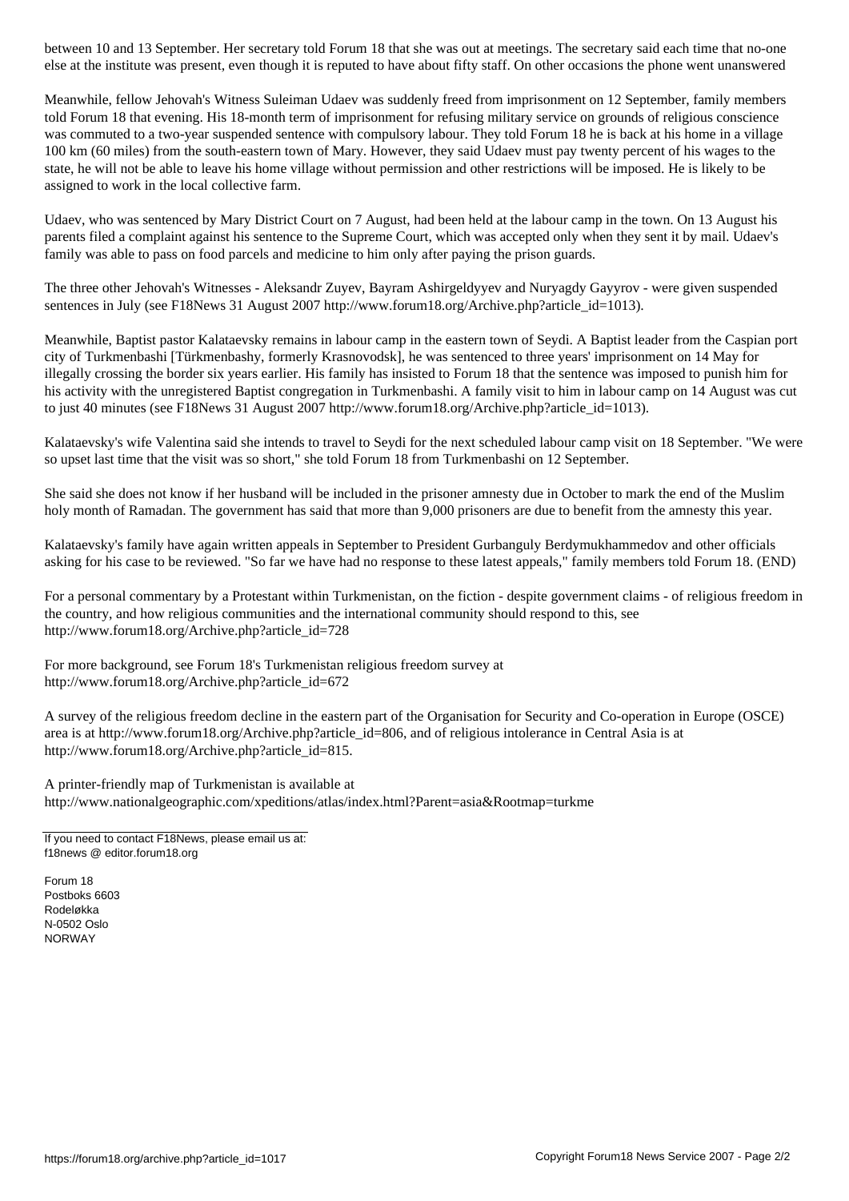between 10 and 13 September. Her secretary told Forum 18 that she was out at meetings. The secretary said each time that no-one else at the institute was present, even though it is reputed to have about fifty staff. On other occasions the phone went unanswered

Meanwhile, fellow Jehovah's Witness Suleiman Udaev was suddenly freed from imprisonment on 12 September, family members told Forum 18 that evening. His 18-month term of imprisonment for refusing military service on grounds of religious conscience was commuted to a two-year suspended sentence with compulsory labour. They told Forum 18 he is back at his home in a village 100 km (60 miles) from the south-eastern town of Mary. However, they said Udaev must pay twenty percent of his wages to the state, he will not be able to leave his home village without permission and other restrictions will be imposed. He is likely to be assigned to work in the local collective farm.

Udaev, who was sentenced by Mary District Court on 7 August, had been held at the labour camp in the town. On 13 August his parents filed a complaint against his sentence to the Supreme Court, which was accepted only when they sent it by mail. Udaev's family was able to pass on food parcels and medicine to him only after paying the prison guards.

The three other Jehovah's Witnesses - Aleksandr Zuyev, Bayram Ashirgeldyyev and Nuryagdy Gayyrov - were given suspended sentences in July (see F18News 31 August 2007 http://www.forum18.org/Archive.php?article_id=1013).

Meanwhile, Baptist pastor Kalataevsky remains in labour camp in the eastern town of Seydi. A Baptist leader from the Caspian port city of Turkmenbashi [Türkmenbashy, formerly Krasnovodsk], he was sentenced to three years' imprisonment on 14 May for illegally crossing the border six years earlier. His family has insisted to Forum 18 that the sentence was imposed to punish him for his activity with the unregistered Baptist congregation in Turkmenbashi. A family visit to him in labour camp on 14 August was cut to just 40 minutes (see F18News 31 August 2007 http://www.forum18.org/Archive.php?article_id=1013).

Kalataevsky's wife Valentina said she intends to travel to Seydi for the next scheduled labour camp visit on 18 September. "We were so upset last time that the visit was so short," she told Forum 18 from Turkmenbashi on 12 September.

She said she does not know if her husband will be included in the prisoner amnesty due in October to mark the end of the Muslim holy month of Ramadan. The government has said that more than 9,000 prisoners are due to benefit from the amnesty this year.

Kalataevsky's family have again written appeals in September to President Gurbanguly Berdymukhammedov and other officials asking for his case to be reviewed. "So far we have had no response to these latest appeals," family members told Forum 18. (END)

For a personal commentary by a Protestant within Turkmenistan, on the fiction - despite government claims - of religious freedom in the country, and how religious communities and the international community should respond to this, see http://www.forum18.org/Archive.php?article_id=728

For more background, see Forum 18's Turkmenistan religious freedom survey at http://www.forum18.org/Archive.php?article_id=672

A survey of the religious freedom decline in the eastern part of the Organisation for Security and Co-operation in Europe (OSCE) area is at http://www.forum18.org/Archive.php?article_id=806, and of religious intolerance in Central Asia is at http://www.forum18.org/Archive.php?article_id=815.

A printer-friendly map of Turkmenistan is available at http://www.nationalgeographic.com/xpeditions/atlas/index.html?Parent=asia&Rootmap=turkme

If you need to contact F18News, please email us at:
f18news @ editor.forum18.org

Forum 18
Postboks 6603
Rodeløkka
N-0502 Oslo
NORWAY